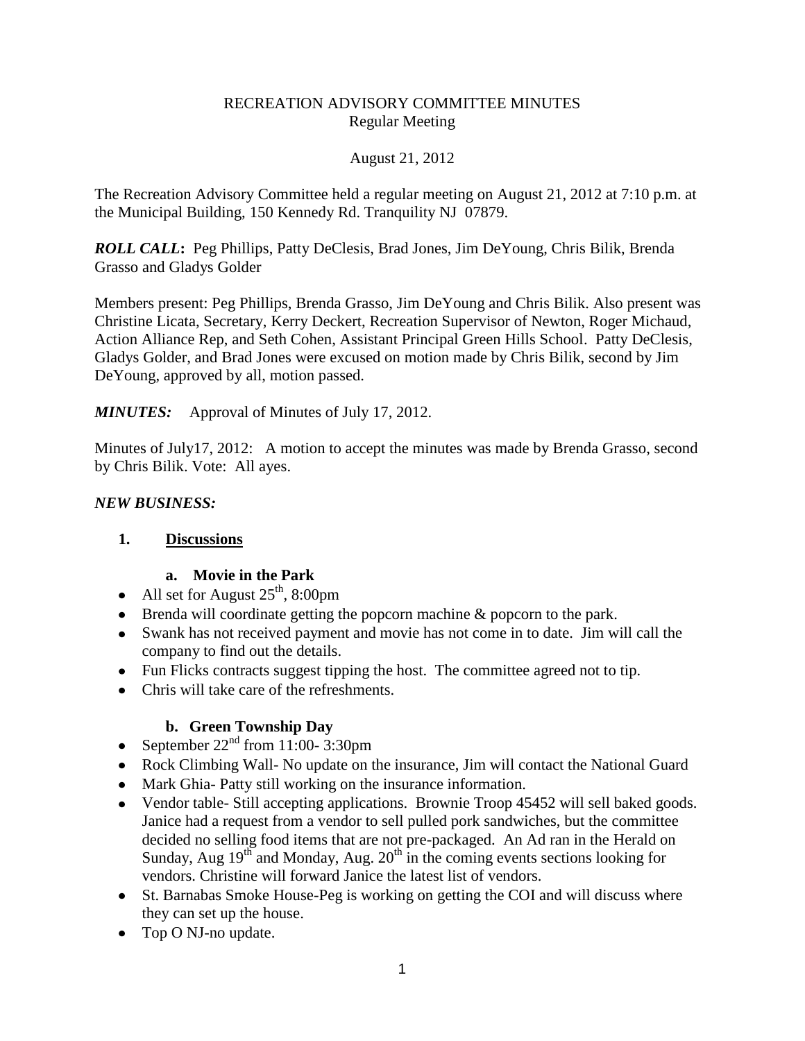# RECREATION ADVISORY COMMITTEE MINUTES
## Regular Meeting

August 21, 2012

The Recreation Advisory Committee held a regular meeting on August 21, 2012 at 7:10 p.m. at the Municipal Building, 150 Kennedy Rd. Tranquility NJ 07879.

***ROLL CALL*:** Peg Phillips, Patty DeClesis, Brad Jones, Jim DeYoung, Chris Bilik, Brenda Grasso and Gladys Golder

Members present: Peg Phillips, Brenda Grasso, Jim DeYoung and Chris Bilik. Also present was Christine Licata, Secretary, Kerry Deckert, Recreation Supervisor of Newton, Roger Michaud, Action Alliance Rep, and Seth Cohen, Assistant Principal Green Hills School. Patty DeClesis, Gladys Golder, and Brad Jones were excused on motion made by Chris Bilik, second by Jim DeYoung, approved by all, motion passed.

***MINUTES:*** Approval of Minutes of July 17, 2012.

Minutes of July17, 2012: A motion to accept the minutes was made by Brenda Grasso, second by Chris Bilik. Vote: All ayes.

***NEW BUSINESS:***

**1. <u>Discussions</u>**

**a. Movie in the Park**

- All set for August 25th, 8:00pm
- Brenda will coordinate getting the popcorn machine & popcorn to the park.
- Swank has not received payment and movie has not come in to date. Jim will call the company to find out the details.
- Fun Flicks contracts suggest tipping the host. The committee agreed not to tip.
- Chris will take care of the refreshments.

**b. Green Township Day**

- September 22nd from 11:00- 3:30pm
- Rock Climbing Wall- No update on the insurance, Jim will contact the National Guard
- Mark Ghia- Patty still working on the insurance information.
- Vendor table- Still accepting applications. Brownie Troop 45452 will sell baked goods. Janice had a request from a vendor to sell pulled pork sandwiches, but the committee decided no selling food items that are not pre-packaged. An Ad ran in the Herald on Sunday, Aug 19th and Monday, Aug. 20th in the coming events sections looking for vendors. Christine will forward Janice the latest list of vendors.
- St. Barnabas Smoke House-Peg is working on getting the COI and will discuss where they can set up the house.
- Top O NJ-no update.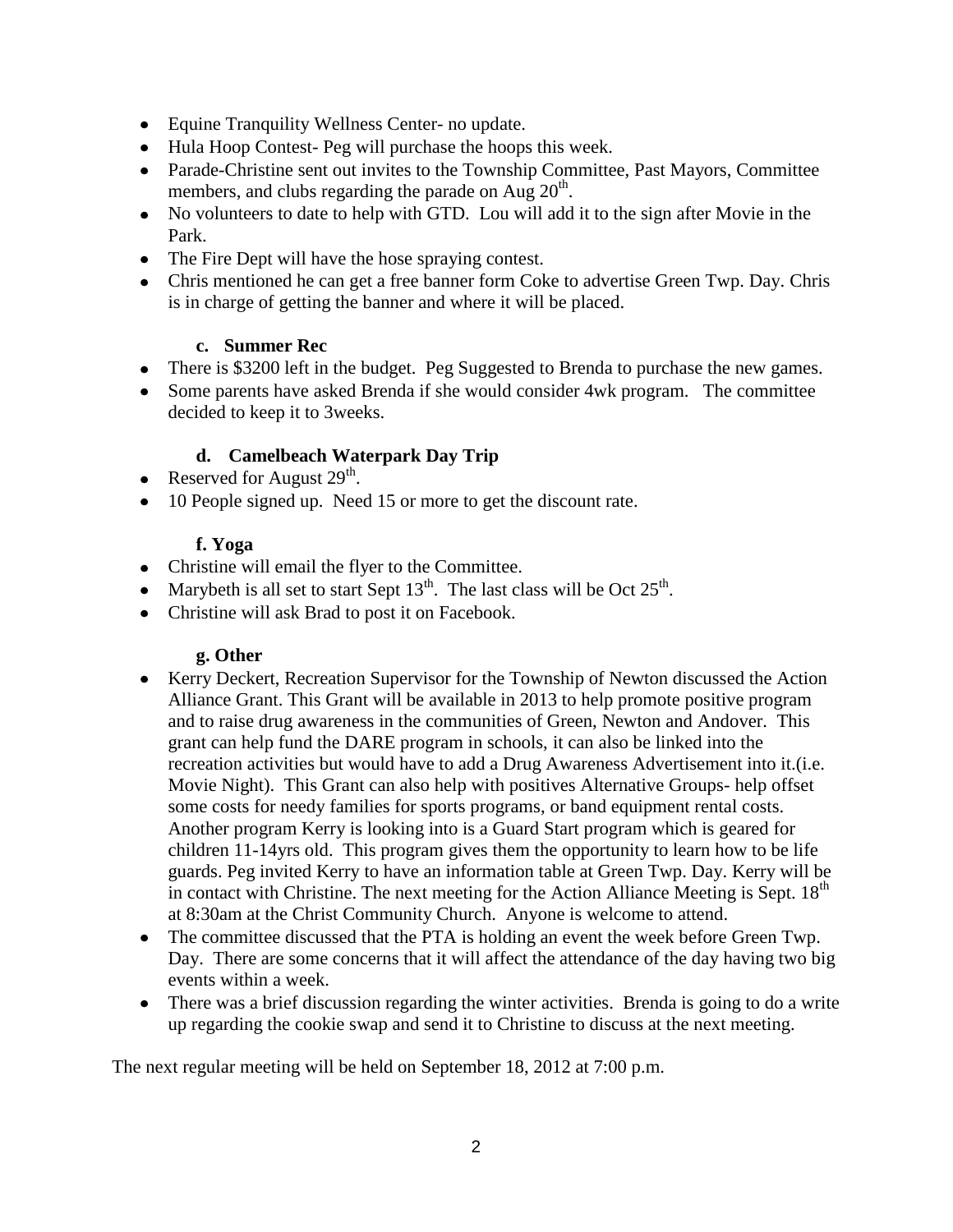- Equine Tranquility Wellness Center- no update.
- Hula Hoop Contest- Peg will purchase the hoops this week.
- Parade-Christine sent out invites to the Township Committee, Past Mayors, Committee members, and clubs regarding the parade on Aug 20th.
- No volunteers to date to help with GTD. Lou will add it to the sign after Movie in the Park.
- The Fire Dept will have the hose spraying contest.
- Chris mentioned he can get a free banner form Coke to advertise Green Twp. Day. Chris is in charge of getting the banner and where it will be placed.

#### c. Summer Rec

- There is $3200 left in the budget. Peg Suggested to Brenda to purchase the new games.
- Some parents have asked Brenda if she would consider 4wk program. The committee decided to keep it to 3weeks.

#### d. Camelbeach Waterpark Day Trip

- Reserved for August 29th.
- 10 People signed up. Need 15 or more to get the discount rate.

#### f. Yoga

- Christine will email the flyer to the Committee.
- Marybeth is all set to start Sept 13th. The last class will be Oct 25th.
- Christine will ask Brad to post it on Facebook.

#### g. Other

- Kerry Deckert, Recreation Supervisor for the Township of Newton discussed the Action Alliance Grant. This Grant will be available in 2013 to help promote positive program and to raise drug awareness in the communities of Green, Newton and Andover. This grant can help fund the DARE program in schools, it can also be linked into the recreation activities but would have to add a Drug Awareness Advertisement into it.(i.e. Movie Night). This Grant can also help with positives Alternative Groups- help offset some costs for needy families for sports programs, or band equipment rental costs. Another program Kerry is looking into is a Guard Start program which is geared for children 11-14yrs old. This program gives them the opportunity to learn how to be life guards. Peg invited Kerry to have an information table at Green Twp. Day. Kerry will be in contact with Christine. The next meeting for the Action Alliance Meeting is Sept. 18th at 8:30am at the Christ Community Church. Anyone is welcome to attend.
- The committee discussed that the PTA is holding an event the week before Green Twp. Day. There are some concerns that it will affect the attendance of the day having two big events within a week.
- There was a brief discussion regarding the winter activities. Brenda is going to do a write up regarding the cookie swap and send it to Christine to discuss at the next meeting.

The next regular meeting will be held on September 18, 2012 at 7:00 p.m.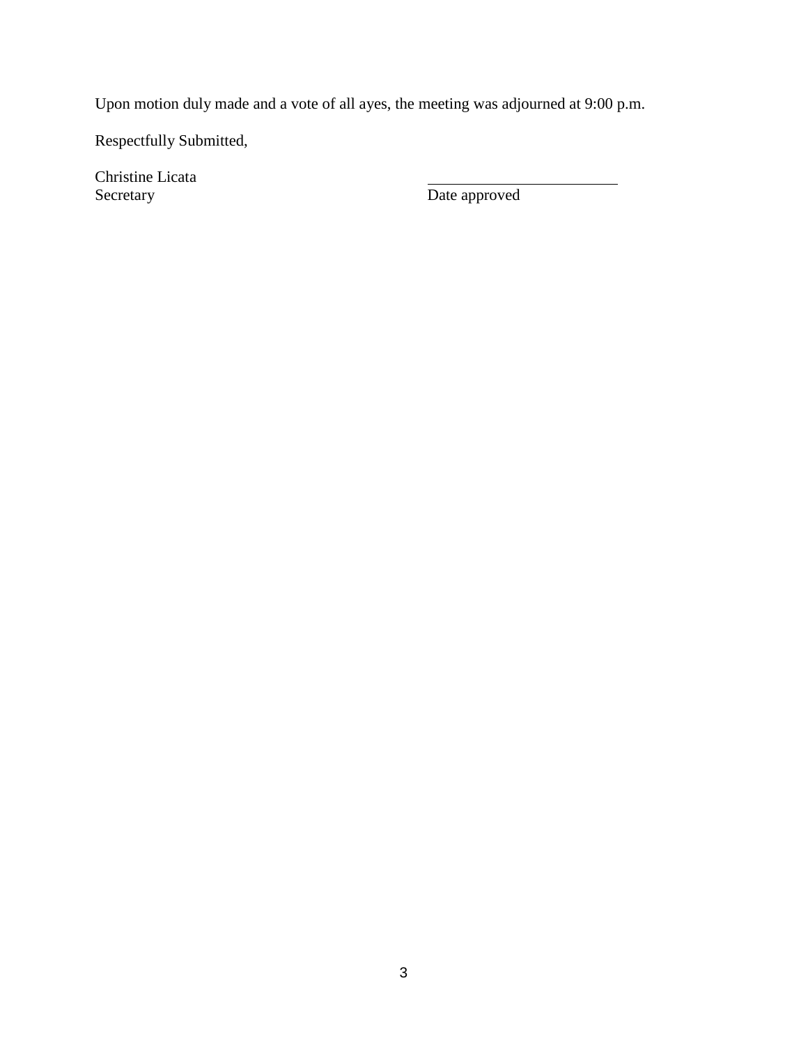Upon motion duly made and a vote of all ayes, the meeting was adjourned at 9:00 p.m.

Respectfully Submitted,

Christine Licata
Secretary

\_\_\_\_\_\_\_\_\_\_\_\_\_\_\_\_\_\_\_\_\_\_\_\_\_
Date approved